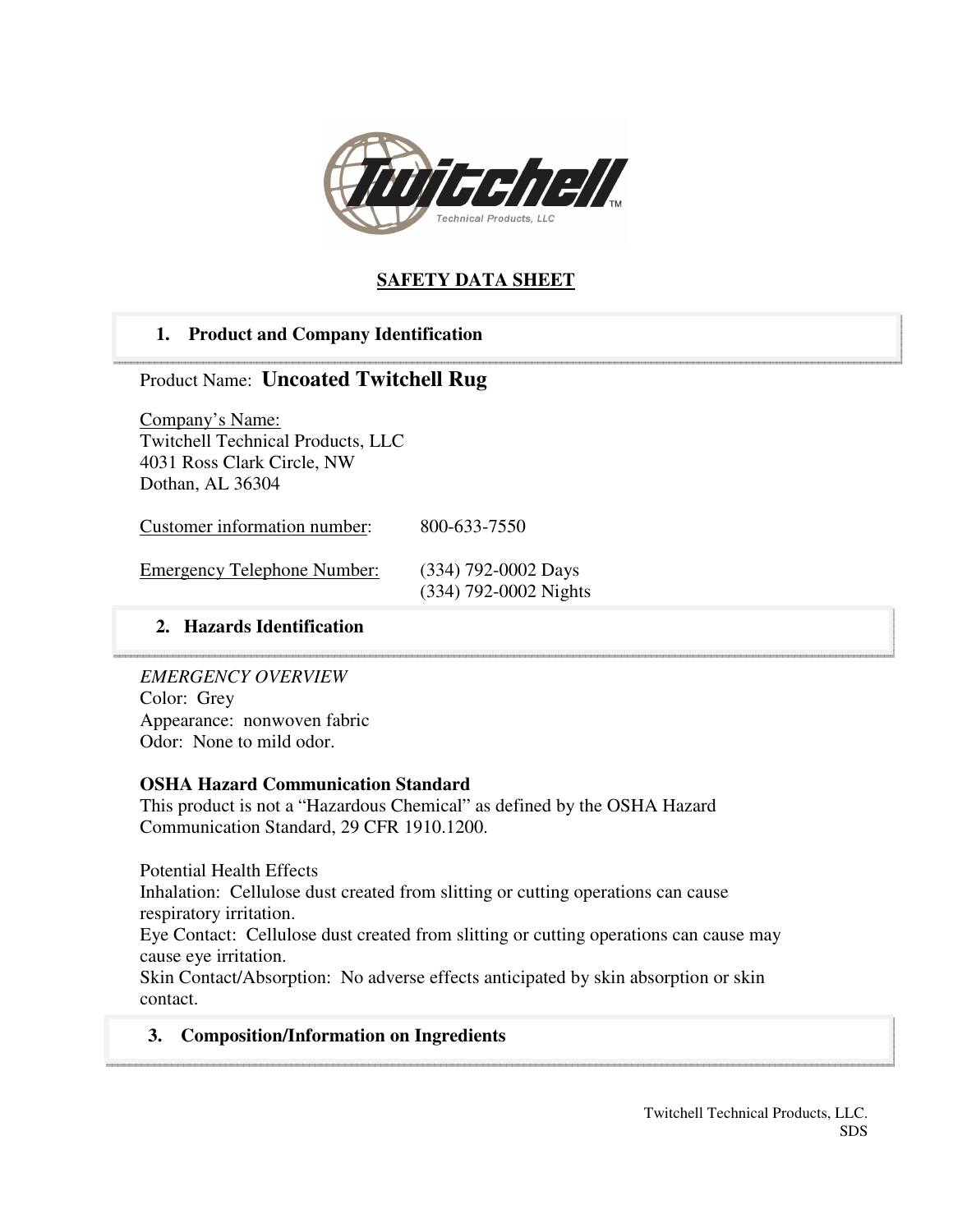# SAFETY DATA SHEET

## 1. Product and Company Identification

Product Name: **Uncoated Twitchell Rug**

Company's Name:
Twitchell Technical Products, LLC
4031 Ross Clark Circle, NW
Dothan, AL 36304

Customer information number: 800-633-7550

Emergency Telephone Number: (334) 792-0002 Days
(334) 792-0002 Nights

## 2. Hazards Identification

*EMERGENCY OVERVIEW*
Color: Grey
Appearance: nonwoven fabric
Odor: None to mild odor.

**OSHA Hazard Communication Standard**
This product is not a "Hazardous Chemical" as defined by the OSHA Hazard Communication Standard, 29 CFR 1910.1200.

Potential Health Effects
Inhalation: Cellulose dust created from slitting or cutting operations can cause respiratory irritation.
Eye Contact: Cellulose dust created from slitting or cutting operations can cause may cause eye irritation.
Skin Contact/Absorption: No adverse effects anticipated by skin absorption or skin contact.

## 3. Composition/Information on Ingredients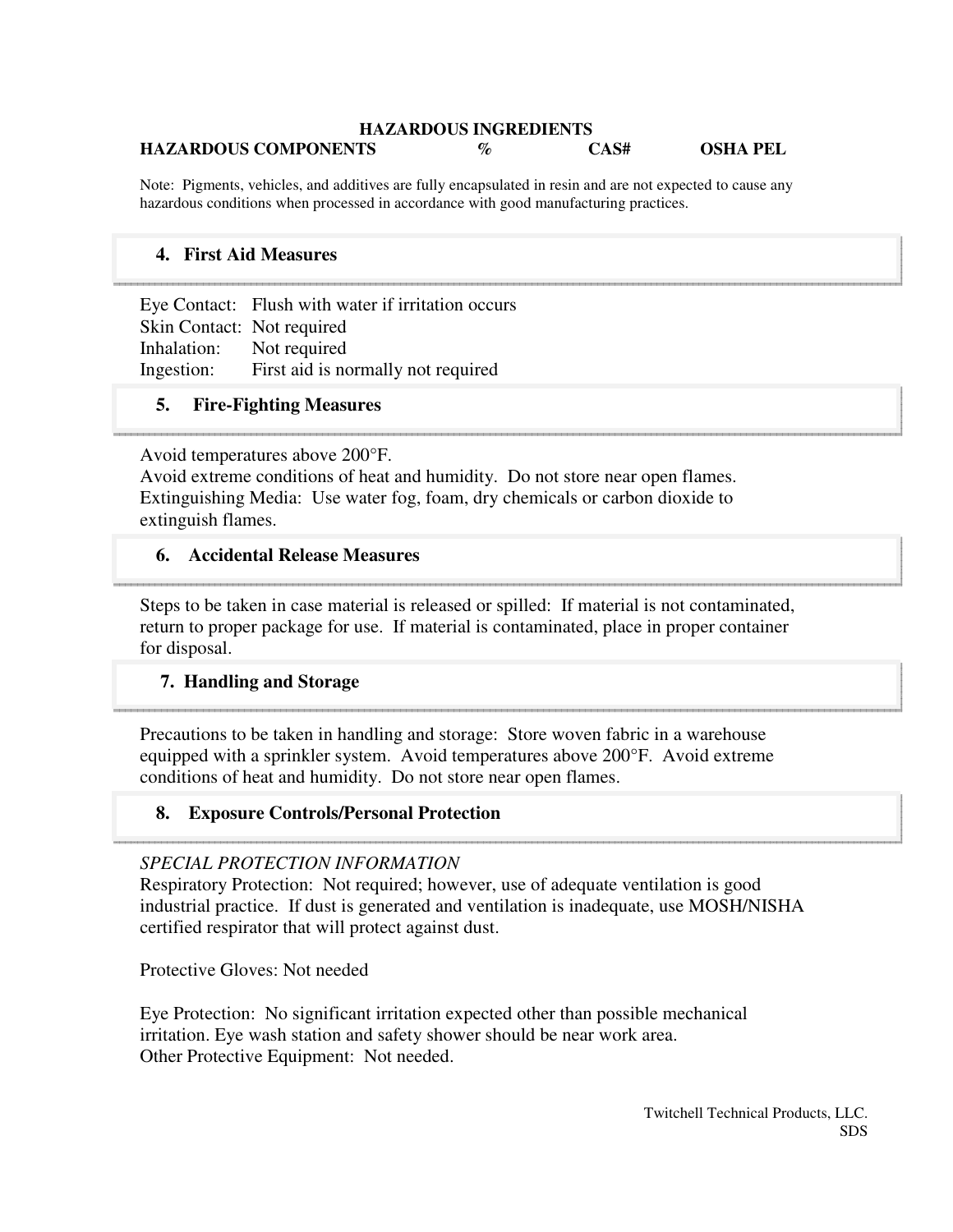## HAZARDOUS INGREDIENTS

| HAZARDOUS COMPONENTS | % | CAS# | OSHA PEL |
|---|---|---|---|

Note: Pigments, vehicles, and additives are fully encapsulated in resin and are not expected to cause any hazardous conditions when processed in accordance with good manufacturing practices.

## 4. First Aid Measures

Eye Contact: Flush with water if irritation occurs
Skin Contact: Not required
Inhalation: Not required
Ingestion: First aid is normally not required

## 5. Fire-Fighting Measures

Avoid temperatures above 200°F.
Avoid extreme conditions of heat and humidity. Do not store near open flames.
Extinguishing Media: Use water fog, foam, dry chemicals or carbon dioxide to extinguish flames.

## 6. Accidental Release Measures

Steps to be taken in case material is released or spilled: If material is not contaminated, return to proper package for use. If material is contaminated, place in proper container for disposal.

## 7. Handling and Storage

Precautions to be taken in handling and storage: Store woven fabric in a warehouse equipped with a sprinkler system. Avoid temperatures above 200°F. Avoid extreme conditions of heat and humidity. Do not store near open flames.

## 8. Exposure Controls/Personal Protection

*SPECIAL PROTECTION INFORMATION*
Respiratory Protection: Not required; however, use of adequate ventilation is good industrial practice. If dust is generated and ventilation is inadequate, use MOSH/NISHA certified respirator that will protect against dust.

Protective Gloves: Not needed

Eye Protection: No significant irritation expected other than possible mechanical irritation. Eye wash station and safety shower should be near work area.
Other Protective Equipment: Not needed.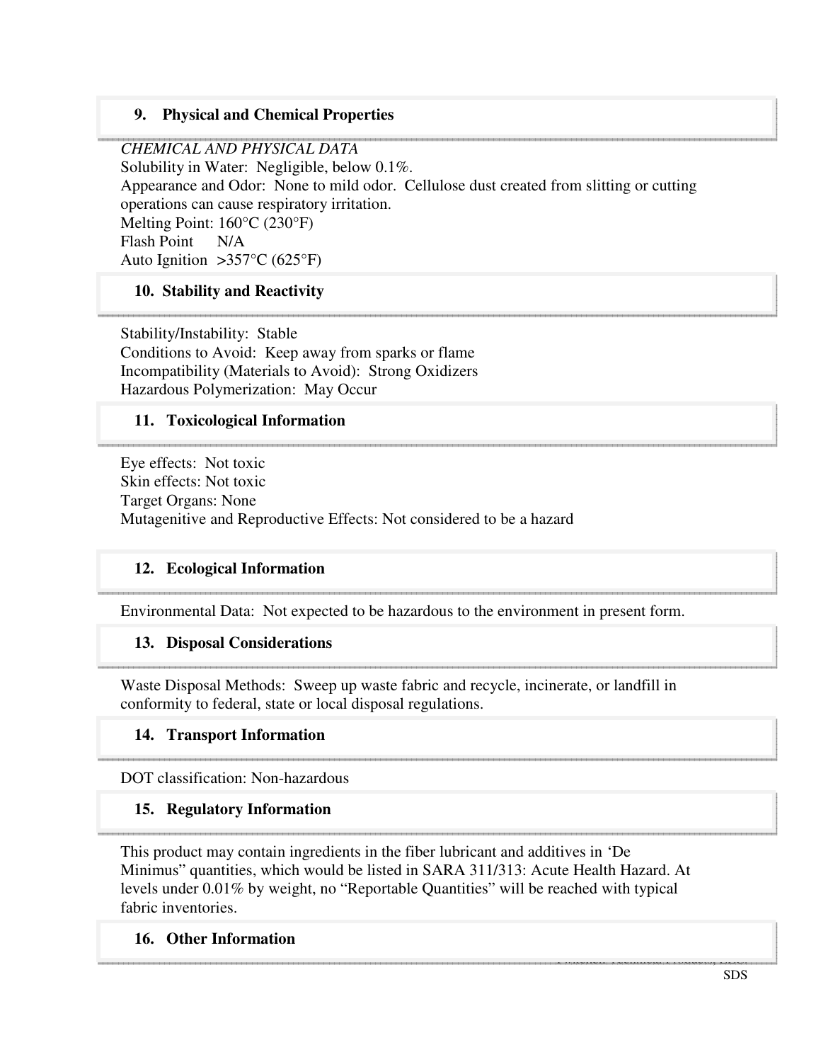## 9. Physical and Chemical Properties

*CHEMICAL AND PHYSICAL DATA*

Solubility in Water: Negligible, below 0.1%.

Appearance and Odor: None to mild odor. Cellulose dust created from slitting or cutting operations can cause respiratory irritation.

Melting Point: 160°C (230°F)

Flash Point N/A

Auto Ignition >357°C (625°F)

## 10. Stability and Reactivity

Stability/Instability: Stable

Conditions to Avoid: Keep away from sparks or flame

Incompatibility (Materials to Avoid): Strong Oxidizers

Hazardous Polymerization: May Occur

## 11. Toxicological Information

Eye effects: Not toxic

Skin effects: Not toxic

Target Organs: None

Mutagenitive and Reproductive Effects: Not considered to be a hazard

## 12. Ecological Information

Environmental Data: Not expected to be hazardous to the environment in present form.

## 13. Disposal Considerations

Waste Disposal Methods: Sweep up waste fabric and recycle, incinerate, or landfill in conformity to federal, state or local disposal regulations.

## 14. Transport Information

DOT classification: Non-hazardous

## 15. Regulatory Information

This product may contain ingredients in the fiber lubricant and additives in 'De Minimus" quantities, which would be listed in SARA 311/313: Acute Health Hazard. At levels under 0.01% by weight, no "Reportable Quantities" will be reached with typical fabric inventories.

## 16. Other Information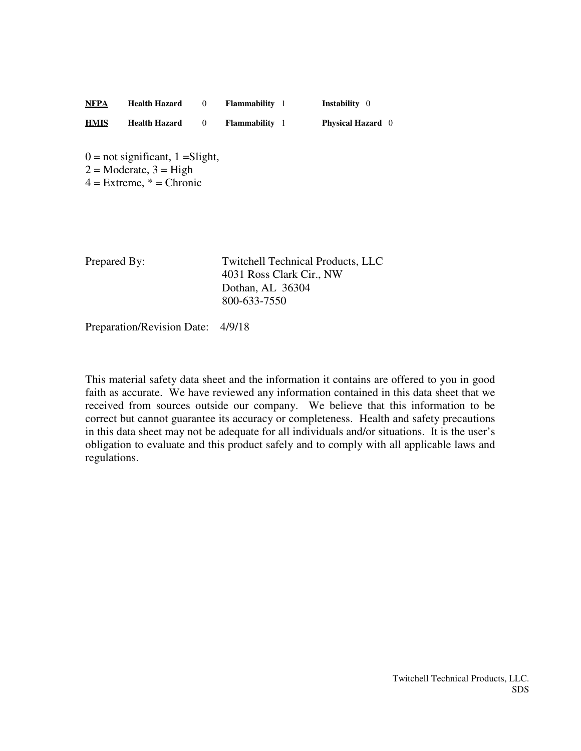| | | | | | | |
|---|---|---|---|---|---|---|
| **NFPA** | **Health Hazard** | 0 | **Flammability** | 1 | **Instability** | 0 |
| **HMIS** | **Health Hazard** | 0 | **Flammability** | 1 | **Physical Hazard** | 0 |

0 = not significant, 1 =Slight,
2 = Moderate, 3 = High
4 = Extreme, * = Chronic

Prepared By: Twitchell Technical Products, LLC
4031 Ross Clark Cir., NW
Dothan, AL 36304
800-633-7550

Preparation/Revision Date: 4/9/18

This material safety data sheet and the information it contains are offered to you in good faith as accurate. We have reviewed any information contained in this data sheet that we received from sources outside our company. We believe that this information to be correct but cannot guarantee its accuracy or completeness. Health and safety precautions in this data sheet may not be adequate for all individuals and/or situations. It is the user's obligation to evaluate and this product safely and to comply with all applicable laws and regulations.